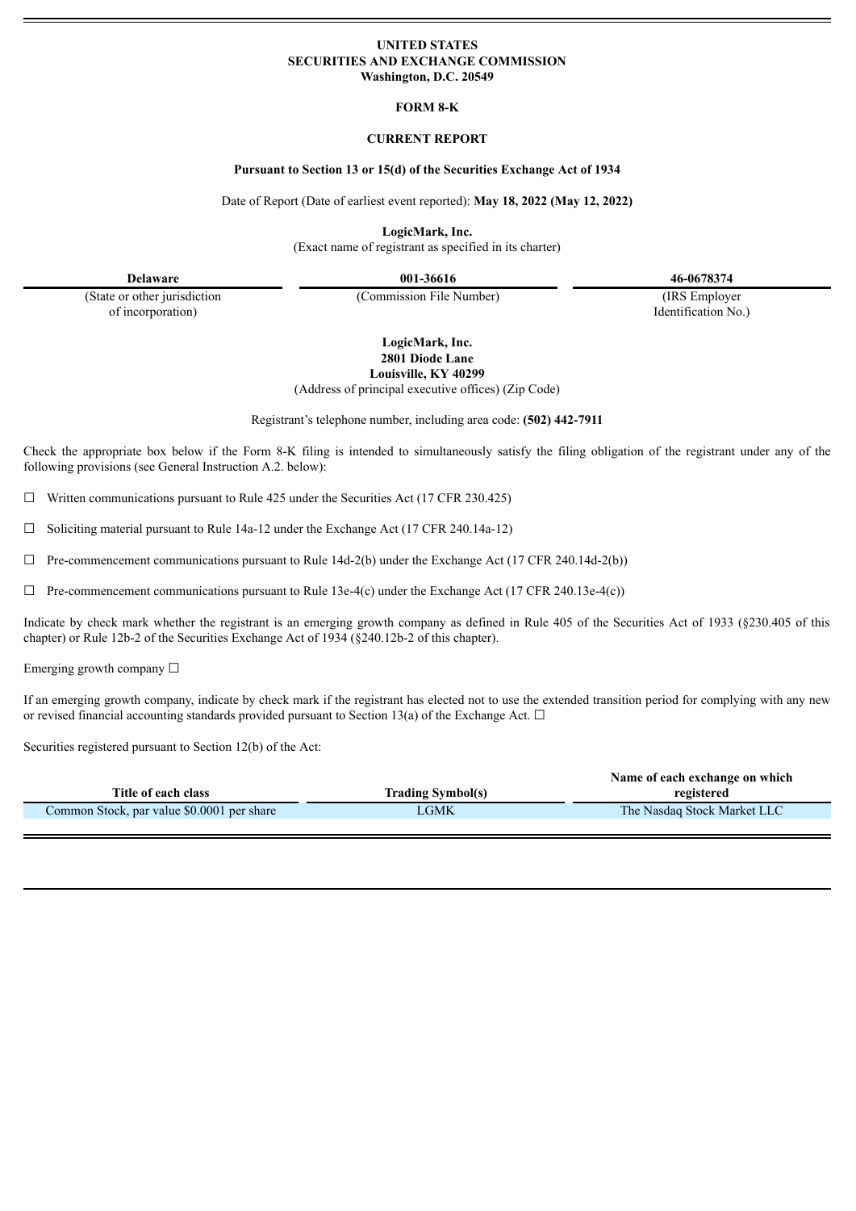**UNITED STATES**
**SECURITIES AND EXCHANGE COMMISSION**
**Washington, D.C. 20549**

**FORM 8-K**

**CURRENT REPORT**

**Pursuant to Section 13 or 15(d) of the Securities Exchange Act of 1934**

Date of Report (Date of earliest event reported): **May 18, 2022 (May 12, 2022)**

**LogicMark, Inc.**
(Exact name of registrant as specified in its charter)

| **Delaware** | **001-36616** | **46-0678374** |
|---|---|---|
| (State or other jurisdiction of incorporation) | (Commission File Number) | (IRS Employer Identification No.) |

**LogicMark, Inc.**
**2801 Diode Lane**
**Louisville, KY 40299**
(Address of principal executive offices) (Zip Code)

Registrant's telephone number, including area code: **(502) 442-7911**

Check the appropriate box below if the Form 8-K filing is intended to simultaneously satisfy the filing obligation of the registrant under any of the following provisions (see General Instruction A.2. below):

☐ Written communications pursuant to Rule 425 under the Securities Act (17 CFR 230.425)

☐ Soliciting material pursuant to Rule 14a-12 under the Exchange Act (17 CFR 240.14a-12)

☐ Pre-commencement communications pursuant to Rule 14d-2(b) under the Exchange Act (17 CFR 240.14d-2(b))

☐ Pre-commencement communications pursuant to Rule 13e-4(c) under the Exchange Act (17 CFR 240.13e-4(c))

Indicate by check mark whether the registrant is an emerging growth company as defined in Rule 405 of the Securities Act of 1933 (§230.405 of this chapter) or Rule 12b-2 of the Securities Exchange Act of 1934 (§240.12b-2 of this chapter).

Emerging growth company ☐

If an emerging growth company, indicate by check mark if the registrant has elected not to use the extended transition period for complying with any new or revised financial accounting standards provided pursuant to Section 13(a) of the Exchange Act. ☐

Securities registered pursuant to Section 12(b) of the Act:

| Title of each class | Trading Symbol(s) | Name of each exchange on which registered |
|---|---|---|
| Common Stock, par value $0.0001 per share | LGMK | The Nasdaq Stock Market LLC |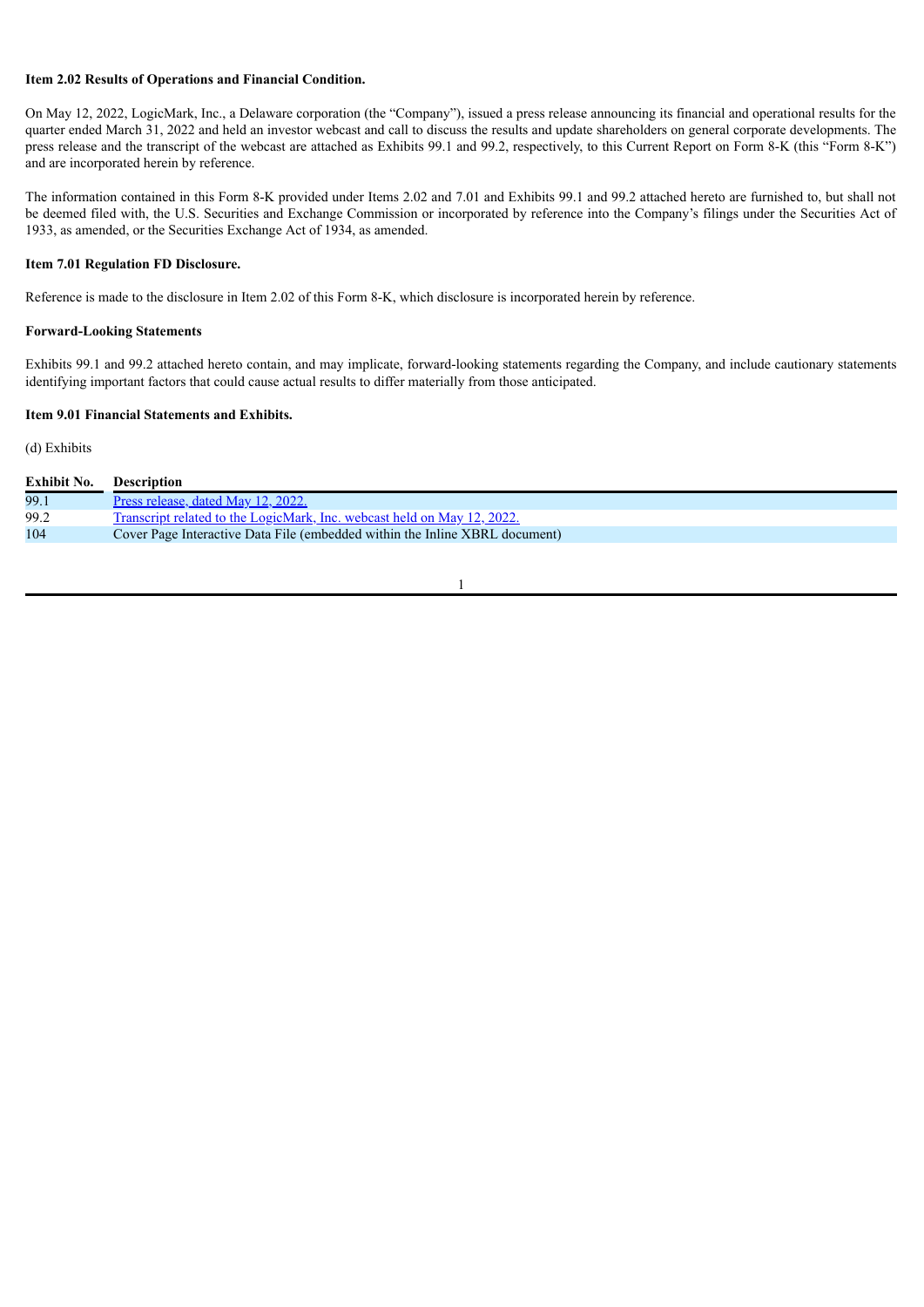**Item 2.02 Results of Operations and Financial Condition.**

On May 12, 2022, LogicMark, Inc., a Delaware corporation (the "Company"), issued a press release announcing its financial and operational results for the quarter ended March 31, 2022 and held an investor webcast and call to discuss the results and update shareholders on general corporate developments. The press release and the transcript of the webcast are attached as Exhibits 99.1 and 99.2, respectively, to this Current Report on Form 8-K (this "Form 8-K") and are incorporated herein by reference.

The information contained in this Form 8-K provided under Items 2.02 and 7.01 and Exhibits 99.1 and 99.2 attached hereto are furnished to, but shall not be deemed filed with, the U.S. Securities and Exchange Commission or incorporated by reference into the Company's filings under the Securities Act of 1933, as amended, or the Securities Exchange Act of 1934, as amended.

**Item 7.01 Regulation FD Disclosure.**

Reference is made to the disclosure in Item 2.02 of this Form 8-K, which disclosure is incorporated herein by reference.

**Forward-Looking Statements**

Exhibits 99.1 and 99.2 attached hereto contain, and may implicate, forward-looking statements regarding the Company, and include cautionary statements identifying important factors that could cause actual results to differ materially from those anticipated.

**Item 9.01 Financial Statements and Exhibits.**

(d) Exhibits

| Exhibit No. | Description |
|---|---|
| 99.1 | Press release, dated May 12, 2022. |
| 99.2 | Transcript related to the LogicMark, Inc. webcast held on May 12, 2022. |
| 104 | Cover Page Interactive Data File (embedded within the Inline XBRL document) |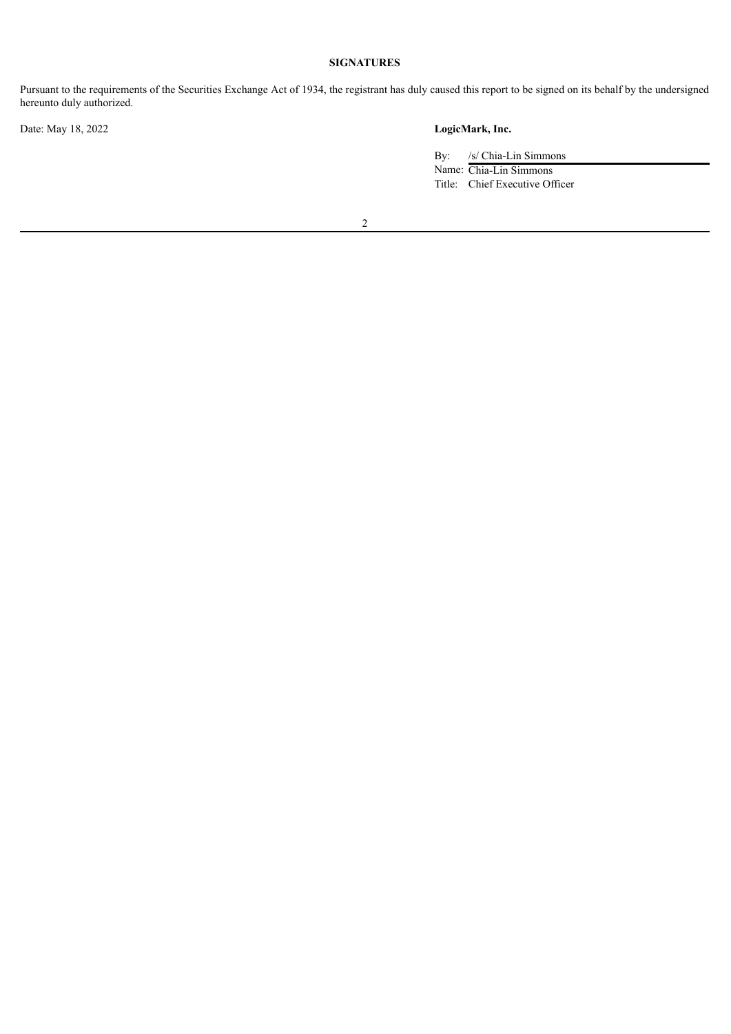**SIGNATURES**

Pursuant to the requirements of the Securities Exchange Act of 1934, the registrant has duly caused this report to be signed on its behalf by the undersigned hereunto duly authorized.

Date: May 18, 2022

**LogicMark, Inc.**

By: /s/ Chia-Lin Simmons
Name: Chia-Lin Simmons
Title: Chief Executive Officer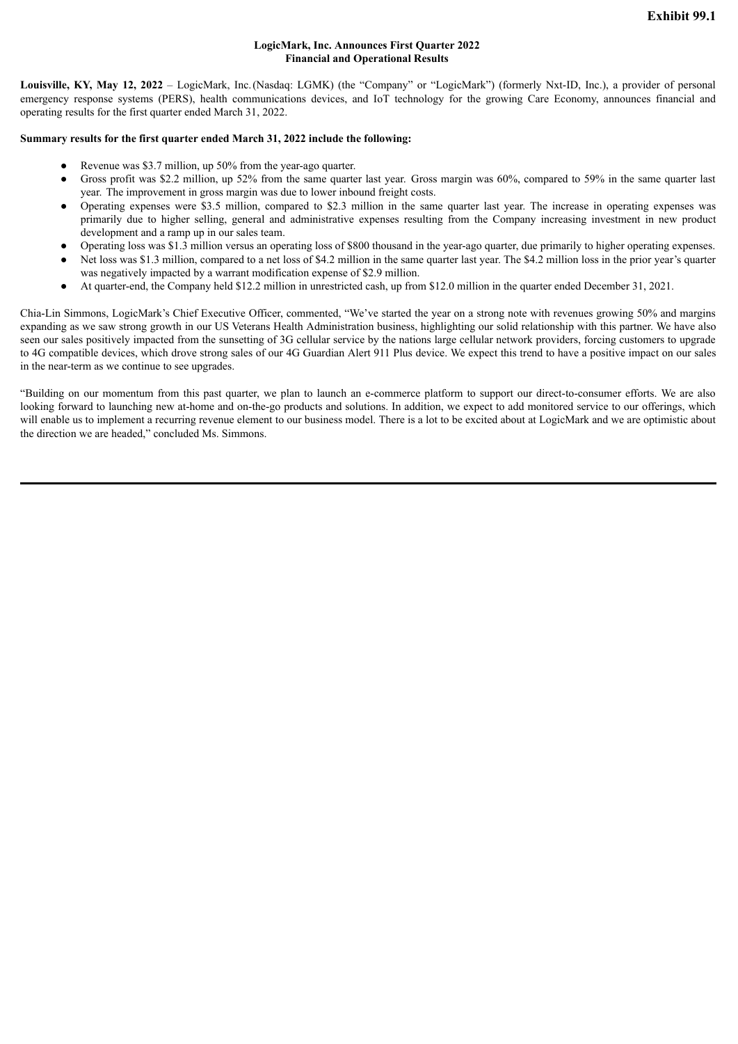**Exhibit 99.1**

**LogicMark, Inc. Announces First Quarter 2022**
**Financial and Operational Results**

**Louisville, KY, May 12, 2022** – LogicMark, Inc. (Nasdaq: LGMK) (the "Company" or "LogicMark") (formerly Nxt-ID, Inc.), a provider of personal emergency response systems (PERS), health communications devices, and IoT technology for the growing Care Economy, announces financial and operating results for the first quarter ended March 31, 2022.

**Summary results for the first quarter ended March 31, 2022 include the following:**

- Revenue was $3.7 million, up 50% from the year-ago quarter.
- Gross profit was $2.2 million, up 52% from the same quarter last year. Gross margin was 60%, compared to 59% in the same quarter last year. The improvement in gross margin was due to lower inbound freight costs.
- Operating expenses were $3.5 million, compared to $2.3 million in the same quarter last year. The increase in operating expenses was primarily due to higher selling, general and administrative expenses resulting from the Company increasing investment in new product development and a ramp up in our sales team.
- Operating loss was $1.3 million versus an operating loss of $800 thousand in the year-ago quarter, due primarily to higher operating expenses.
- Net loss was $1.3 million, compared to a net loss of $4.2 million in the same quarter last year. The $4.2 million loss in the prior year's quarter was negatively impacted by a warrant modification expense of $2.9 million.
- At quarter-end, the Company held $12.2 million in unrestricted cash, up from $12.0 million in the quarter ended December 31, 2021.

Chia-Lin Simmons, LogicMark's Chief Executive Officer, commented, "We've started the year on a strong note with revenues growing 50% and margins expanding as we saw strong growth in our US Veterans Health Administration business, highlighting our solid relationship with this partner. We have also seen our sales positively impacted from the sunsetting of 3G cellular service by the nations large cellular network providers, forcing customers to upgrade to 4G compatible devices, which drove strong sales of our 4G Guardian Alert 911 Plus device. We expect this trend to have a positive impact on our sales in the near-term as we continue to see upgrades.

"Building on our momentum from this past quarter, we plan to launch an e-commerce platform to support our direct-to-consumer efforts. We are also looking forward to launching new at-home and on-the-go products and solutions. In addition, we expect to add monitored service to our offerings, which will enable us to implement a recurring revenue element to our business model. There is a lot to be excited about at LogicMark and we are optimistic about the direction we are headed," concluded Ms. Simmons.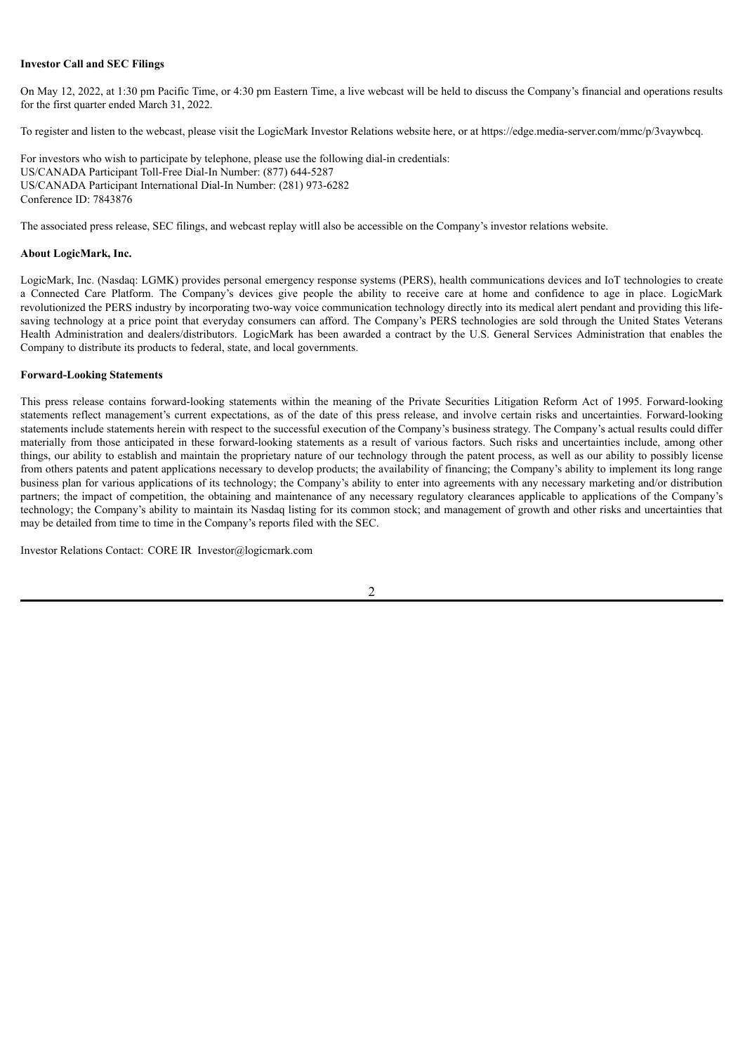**Investor Call and SEC Filings**

On May 12, 2022, at 1:30 pm Pacific Time, or 4:30 pm Eastern Time, a live webcast will be held to discuss the Company's financial and operations results for the first quarter ended March 31, 2022.

To register and listen to the webcast, please visit the LogicMark Investor Relations website here, or at https://edge.media-server.com/mmc/p/3vaywbcq.

For investors who wish to participate by telephone, please use the following dial-in credentials:
US/CANADA Participant Toll-Free Dial-In Number: (877) 644-5287
US/CANADA Participant International Dial-In Number: (281) 973-6282
Conference ID: 7843876

The associated press release, SEC filings, and webcast replay witll also be accessible on the Company's investor relations website.

**About LogicMark, Inc.**

LogicMark, Inc. (Nasdaq: LGMK) provides personal emergency response systems (PERS), health communications devices and IoT technologies to create a Connected Care Platform. The Company's devices give people the ability to receive care at home and confidence to age in place. LogicMark revolutionized the PERS industry by incorporating two-way voice communication technology directly into its medical alert pendant and providing this life-saving technology at a price point that everyday consumers can afford. The Company's PERS technologies are sold through the United States Veterans Health Administration and dealers/distributors. LogicMark has been awarded a contract by the U.S. General Services Administration that enables the Company to distribute its products to federal, state, and local governments.

**Forward-Looking Statements**

This press release contains forward-looking statements within the meaning of the Private Securities Litigation Reform Act of 1995. Forward-looking statements reflect management's current expectations, as of the date of this press release, and involve certain risks and uncertainties. Forward-looking statements include statements herein with respect to the successful execution of the Company's business strategy. The Company's actual results could differ materially from those anticipated in these forward-looking statements as a result of various factors. Such risks and uncertainties include, among other things, our ability to establish and maintain the proprietary nature of our technology through the patent process, as well as our ability to possibly license from others patents and patent applications necessary to develop products; the availability of financing; the Company's ability to implement its long range business plan for various applications of its technology; the Company's ability to enter into agreements with any necessary marketing and/or distribution partners; the impact of competition, the obtaining and maintenance of any necessary regulatory clearances applicable to applications of the Company's technology; the Company's ability to maintain its Nasdaq listing for its common stock; and management of growth and other risks and uncertainties that may be detailed from time to time in the Company's reports filed with the SEC.

Investor Relations Contact: CORE IR Investor@logicmark.com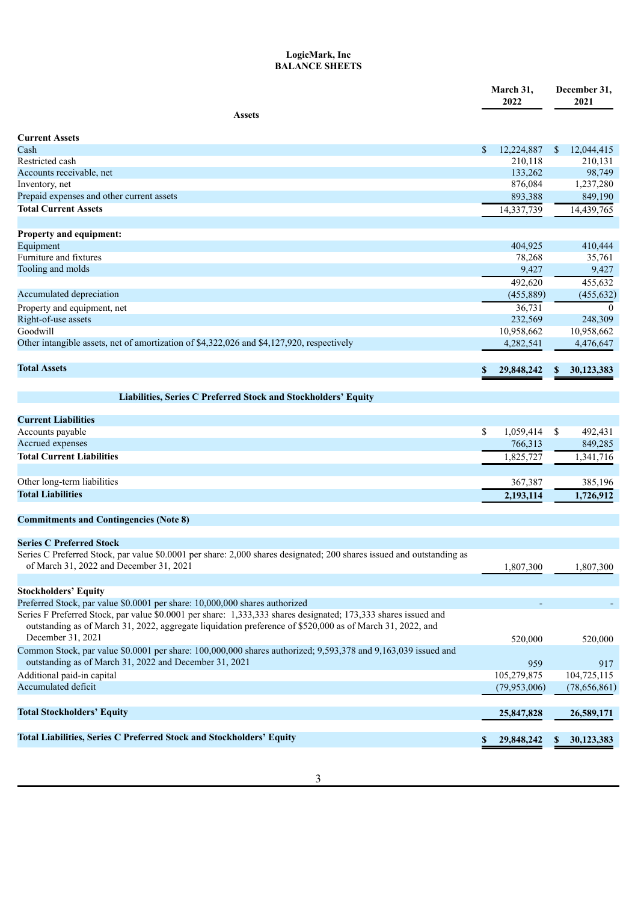# LogicMark, Inc
## BALANCE SHEETS

| | March 31, 2022 | December 31, 2021 |
|---|---|---|
| **Assets** | | |
| **Current Assets** | | |
| Cash | $ 12,224,887 | $ 12,044,415 |
| Restricted cash | 210,118 | 210,131 |
| Accounts receivable, net | 133,262 | 98,749 |
| Inventory, net | 876,084 | 1,237,280 |
| Prepaid expenses and other current assets | 893,388 | 849,190 |
| **Total Current Assets** | 14,337,739 | 14,439,765 |
| | | |
| **Property and equipment:** | | |
| Equipment | 404,925 | 410,444 |
| Furniture and fixtures | 78,268 | 35,761 |
| Tooling and molds | 9,427 | 9,427 |
| | 492,620 | 455,632 |
| Accumulated depreciation | (455,889) | (455,632) |
| Property and equipment, net | 36,731 | 0 |
| Right-of-use assets | 232,569 | 248,309 |
| Goodwill | 10,958,662 | 10,958,662 |
| Other intangible assets, net of amortization of $4,322,026 and $4,127,920, respectively | 4,282,541 | 4,476,647 |
| | | |
| **Total Assets** | **$ 29,848,242** | **$ 30,123,383** |
| | | |
| **Liabilities, Series C Preferred Stock and Stockholders' Equity** | | |
| **Current Liabilities** | | |
| Accounts payable | $ 1,059,414 | $ 492,431 |
| Accrued expenses | 766,313 | 849,285 |
| **Total Current Liabilities** | 1,825,727 | 1,341,716 |
| | | |
| Other long-term liabilities | 367,387 | 385,196 |
| **Total Liabilities** | **2,193,114** | **1,726,912** |
| | | |
| **Commitments and Contingencies (Note 8)** | | |
| | | |
| **Series C Preferred Stock** | | |
| Series C Preferred Stock, par value $0.0001 per share: 2,000 shares designated; 200 shares issued and outstanding as of March 31, 2022 and December 31, 2021 | 1,807,300 | 1,807,300 |
| | | |
| **Stockholders' Equity** | | |
| Preferred Stock, par value $0.0001 per share: 10,000,000 shares authorized | - | - |
| Series F Preferred Stock, par value $0.0001 per share: 1,333,333 shares designated; 173,333 shares issued and outstanding as of March 31, 2022, aggregate liquidation preference of $520,000 as of March 31, 2022, and December 31, 2021 | 520,000 | 520,000 |
| Common Stock, par value $0.0001 per share: 100,000,000 shares authorized; 9,593,378 and 9,163,039 issued and outstanding as of March 31, 2022 and December 31, 2021 | 959 | 917 |
| Additional paid-in capital | 105,279,875 | 104,725,115 |
| Accumulated deficit | (79,953,006) | (78,656,861) |
| | | |
| **Total Stockholders' Equity** | **25,847,828** | **26,589,171** |
| | | |
| **Total Liabilities, Series C Preferred Stock and Stockholders' Equity** | **$ 29,848,242** | **$ 30,123,383** |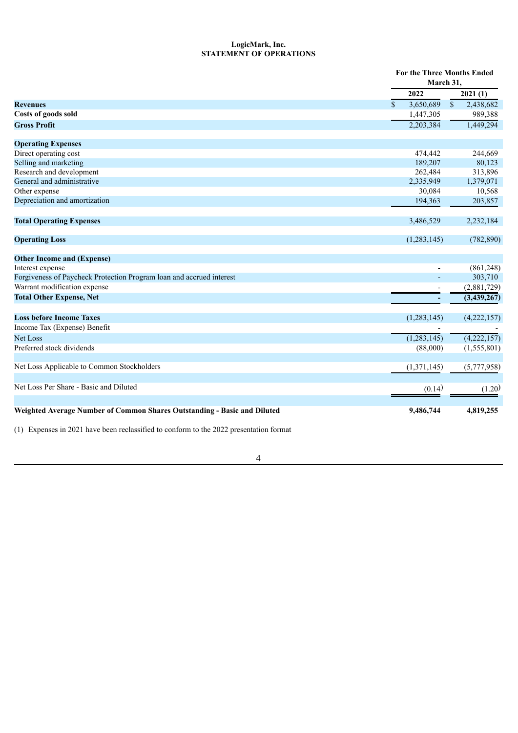# LogicMark, Inc.
## STATEMENT OF OPERATIONS

| | For the Three Months Ended March 31, | |
|---|---|---|
| | 2022 | 2021 (1) |
| **Revenues** | $ 3,650,689 | $ 2,438,682 |
| **Costs of goods sold** | 1,447,305 | 989,388 |
| **Gross Profit** | 2,203,384 | 1,449,294 |
| | | |
| **Operating Expenses** | | |
| Direct operating cost | 474,442 | 244,669 |
| Selling and marketing | 189,207 | 80,123 |
| Research and development | 262,484 | 313,896 |
| General and administrative | 2,335,949 | 1,379,071 |
| Other expense | 30,084 | 10,568 |
| Depreciation and amortization | 194,363 | 203,857 |
| | | |
| **Total Operating Expenses** | 3,486,529 | 2,232,184 |
| | | |
| **Operating Loss** | (1,283,145) | (782,890) |
| | | |
| **Other Income and (Expense)** | | |
| Interest expense | - | (861,248) |
| Forgiveness of Paycheck Protection Program loan and accrued interest | - | 303,710 |
| Warrant modification expense | - | (2,881,729) |
| **Total Other Expense, Net** | **-** | **(3,439,267)** |
| | | |
| **Loss before Income Taxes** | (1,283,145) | (4,222,157) |
| Income Tax (Expense) Benefit | - | - |
| Net Loss | (1,283,145) | (4,222,157) |
| Preferred stock dividends | (88,000) | (1,555,801) |
| | | |
| Net Loss Applicable to Common Stockholders | (1,371,145) | (5,777,958) |
| | | |
| Net Loss Per Share - Basic and Diluted | (0.14) | (1.20) |
| | | |
| **Weighted Average Number of Common Shares Outstanding - Basic and Diluted** | **9,486,744** | **4,819,255** |

(1) Expenses in 2021 have been reclassified to conform to the 2022 presentation format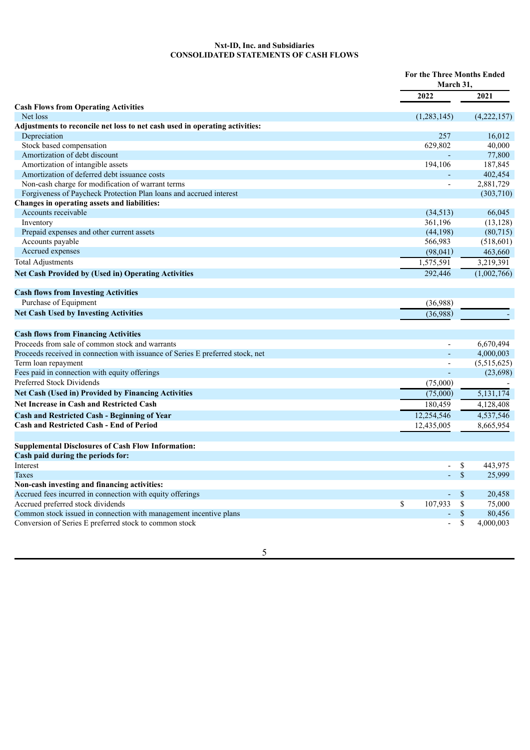**Nxt-ID, Inc. and Subsidiaries**
**CONSOLIDATED STATEMENTS OF CASH FLOWS**

| | For the Three Months Ended March 31, | |
|---|---|---|
| | 2022 | 2021 |
| **Cash Flows from Operating Activities** | | |
| Net loss | (1,283,145) | (4,222,157) |
| **Adjustments to reconcile net loss to net cash used in operating activities:** | | |
| Depreciation | 257 | 16,012 |
| Stock based compensation | 629,802 | 40,000 |
| Amortization of debt discount | - | 77,800 |
| Amortization of intangible assets | 194,106 | 187,845 |
| Amortization of deferred debt issuance costs | - | 402,454 |
| Non-cash charge for modification of warrant terms | - | 2,881,729 |
| Forgiveness of Paycheck Protection Plan loans and accrued interest | | (303,710) |
| **Changes in operating assets and liabilities:** | | |
| Accounts receivable | (34,513) | 66,045 |
| Inventory | 361,196 | (13,128) |
| Prepaid expenses and other current assets | (44,198) | (80,715) |
| Accounts payable | 566,983 | (518,601) |
| Accrued expenses | (98,041) | 463,660 |
| Total Adjustments | 1,575,591 | 3,219,391 |
| **Net Cash Provided by (Used in) Operating Activities** | 292,446 | (1,002,766) |
| | | |
| **Cash flows from Investing Activities** | | |
| Purchase of Equipment | (36,988) | |
| **Net Cash Used by Investing Activities** | (36,988) | - |
| | | |
| **Cash flows from Financing Activities** | | |
| Proceeds from sale of common stock and warrants | - | 6,670,494 |
| Proceeds received in connection with issuance of Series E preferred stock, net | - | 4,000,003 |
| Term loan repayment | - | (5,515,625) |
| Fees paid in connection with equity offerings | - | (23,698) |
| Preferred Stock Dividends | (75,000) | - |
| **Net Cash (Used in) Provided by Financing Activities** | (75,000) | 5,131,174 |
| **Net Increase in Cash and Restricted Cash** | 180,459 | 4,128,408 |
| **Cash and Restricted Cash - Beginning of Year** | 12,254,546 | 4,537,546 |
| **Cash and Restricted Cash - End of Period** | 12,435,005 | 8,665,954 |
| | | |
| **Supplemental Disclosures of Cash Flow Information:** | | |
| **Cash paid during the periods for:** | | |
| Interest | - | $ 443,975 |
| Taxes | - | $ 25,999 |
| **Non-cash investing and financing activities:** | | |
| Accrued fees incurred in connection with equity offerings | - | $ 20,458 |
| Accrued preferred stock dividends | $ 107,933 | $ 75,000 |
| Common stock issued in connection with management incentive plans | - | $ 80,456 |
| Conversion of Series E preferred stock to common stock | - | $ 4,000,003 |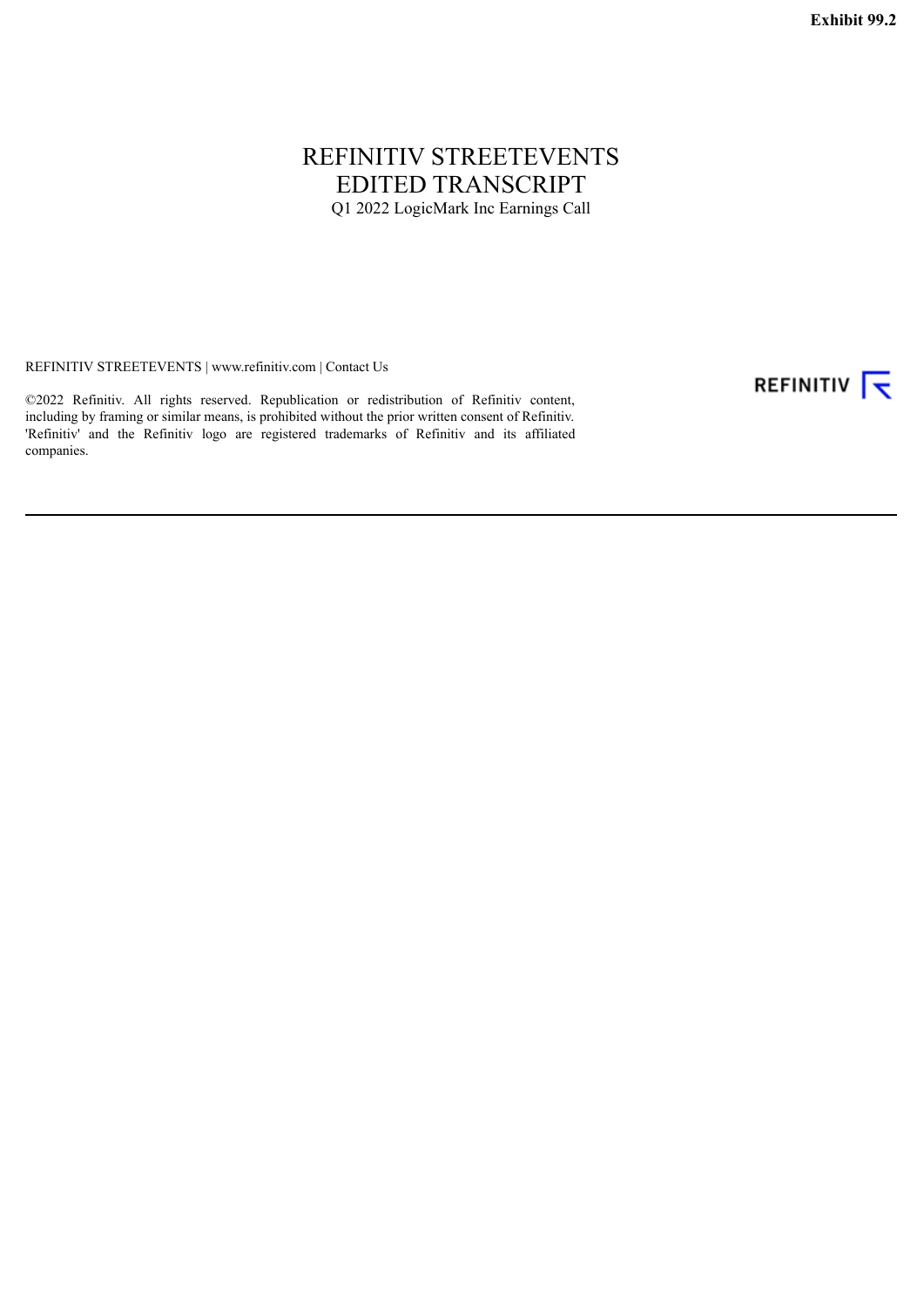**Exhibit 99.2**

# REFINITIV STREETEVENTS
# EDITED TRANSCRIPT
Q1 2022 LogicMark Inc Earnings Call

REFINITIV STREETEVENTS | www.refinitiv.com | Contact Us

©2022 Refinitiv. All rights reserved. Republication or redistribution of Refinitiv content, including by framing or similar means, is prohibited without the prior written consent of Refinitiv. 'Refinitiv' and the Refinitiv logo are registered trademarks of Refinitiv and its affiliated companies.

REFINITIV

---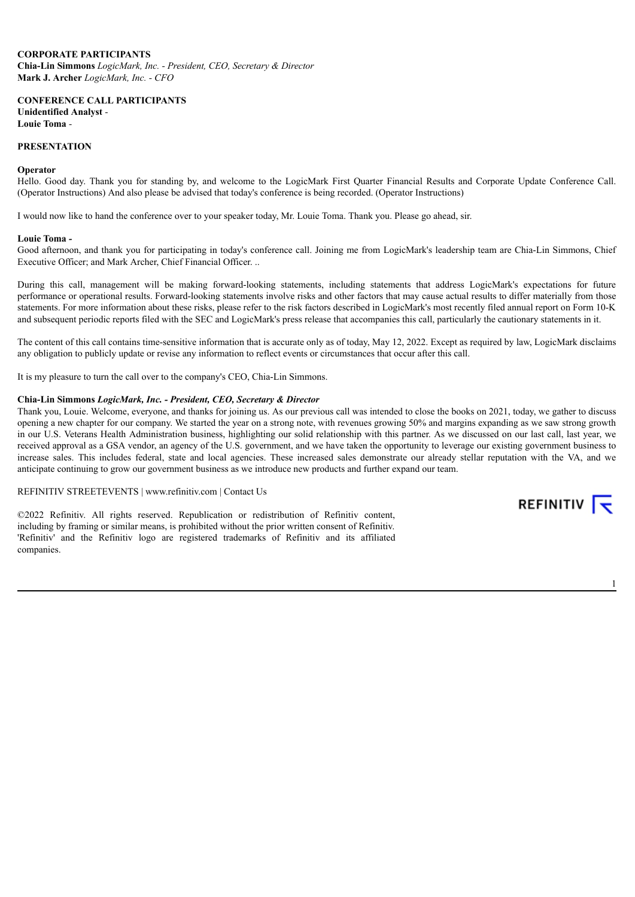**CORPORATE PARTICIPANTS**
**Chia-Lin Simmons** *LogicMark, Inc. - President, CEO, Secretary & Director*
**Mark J. Archer** *LogicMark, Inc. - CFO*

**CONFERENCE CALL PARTICIPANTS**
**Unidentified Analyst** -
**Louie Toma** -

**PRESENTATION**

**Operator**
Hello. Good day. Thank you for standing by, and welcome to the LogicMark First Quarter Financial Results and Corporate Update Conference Call. (Operator Instructions) And also please be advised that today's conference is being recorded. (Operator Instructions)

I would now like to hand the conference over to your speaker today, Mr. Louie Toma. Thank you. Please go ahead, sir.

**Louie Toma -**
Good afternoon, and thank you for participating in today's conference call. Joining me from LogicMark's leadership team are Chia-Lin Simmons, Chief Executive Officer; and Mark Archer, Chief Financial Officer. ..

During this call, management will be making forward-looking statements, including statements that address LogicMark's expectations for future performance or operational results. Forward-looking statements involve risks and other factors that may cause actual results to differ materially from those statements. For more information about these risks, please refer to the risk factors described in LogicMark's most recently filed annual report on Form 10-K and subsequent periodic reports filed with the SEC and LogicMark's press release that accompanies this call, particularly the cautionary statements in it.

The content of this call contains time-sensitive information that is accurate only as of today, May 12, 2022. Except as required by law, LogicMark disclaims any obligation to publicly update or revise any information to reflect events or circumstances that occur after this call.

It is my pleasure to turn the call over to the company's CEO, Chia-Lin Simmons.

**Chia-Lin Simmons** ***LogicMark, Inc. - President, CEO, Secretary & Director***
Thank you, Louie. Welcome, everyone, and thanks for joining us. As our previous call was intended to close the books on 2021, today, we gather to discuss opening a new chapter for our company. We started the year on a strong note, with revenues growing 50% and margins expanding as we saw strong growth in our U.S. Veterans Health Administration business, highlighting our solid relationship with this partner. As we discussed on our last call, last year, we received approval as a GSA vendor, an agency of the U.S. government, and we have taken the opportunity to leverage our existing government business to increase sales. This includes federal, state and local agencies. These increased sales demonstrate our already stellar reputation with the VA, and we anticipate continuing to grow our government business as we introduce new products and further expand our team.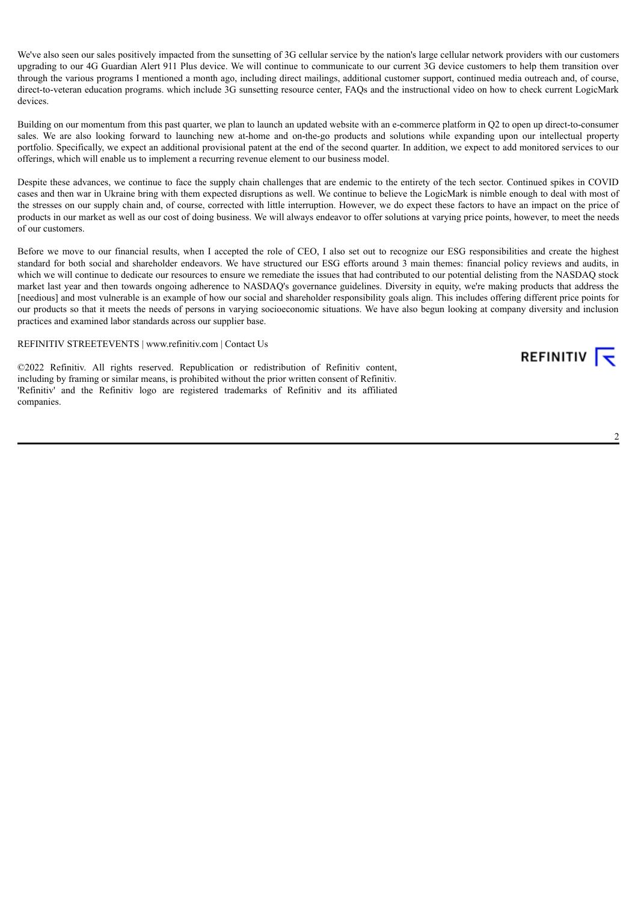We've also seen our sales positively impacted from the sunsetting of 3G cellular service by the nation's large cellular network providers with our customers upgrading to our 4G Guardian Alert 911 Plus device. We will continue to communicate to our current 3G device customers to help them transition over through the various programs I mentioned a month ago, including direct mailings, additional customer support, continued media outreach and, of course, direct-to-veteran education programs. which include 3G sunsetting resource center, FAQs and the instructional video on how to check current LogicMark devices.

Building on our momentum from this past quarter, we plan to launch an updated website with an e-commerce platform in Q2 to open up direct-to-consumer sales. We are also looking forward to launching new at-home and on-the-go products and solutions while expanding upon our intellectual property portfolio. Specifically, we expect an additional provisional patent at the end of the second quarter. In addition, we expect to add monitored services to our offerings, which will enable us to implement a recurring revenue element to our business model.

Despite these advances, we continue to face the supply chain challenges that are endemic to the entirety of the tech sector. Continued spikes in COVID cases and then war in Ukraine bring with them expected disruptions as well. We continue to believe the LogicMark is nimble enough to deal with most of the stresses on our supply chain and, of course, corrected with little interruption. However, we do expect these factors to have an impact on the price of products in our market as well as our cost of doing business. We will always endeavor to offer solutions at varying price points, however, to meet the needs of our customers.

Before we move to our financial results, when I accepted the role of CEO, I also set out to recognize our ESG responsibilities and create the highest standard for both social and shareholder endeavors. We have structured our ESG efforts around 3 main themes: financial policy reviews and audits, in which we will continue to dedicate our resources to ensure we remediate the issues that had contributed to our potential delisting from the NASDAQ stock market last year and then towards ongoing adherence to NASDAQ's governance guidelines. Diversity in equity, we're making products that address the [needious] and most vulnerable is an example of how our social and shareholder responsibility goals align. This includes offering different price points for our products so that it meets the needs of persons in varying socioeconomic situations. We have also begun looking at company diversity and inclusion practices and examined labor standards across our supplier base.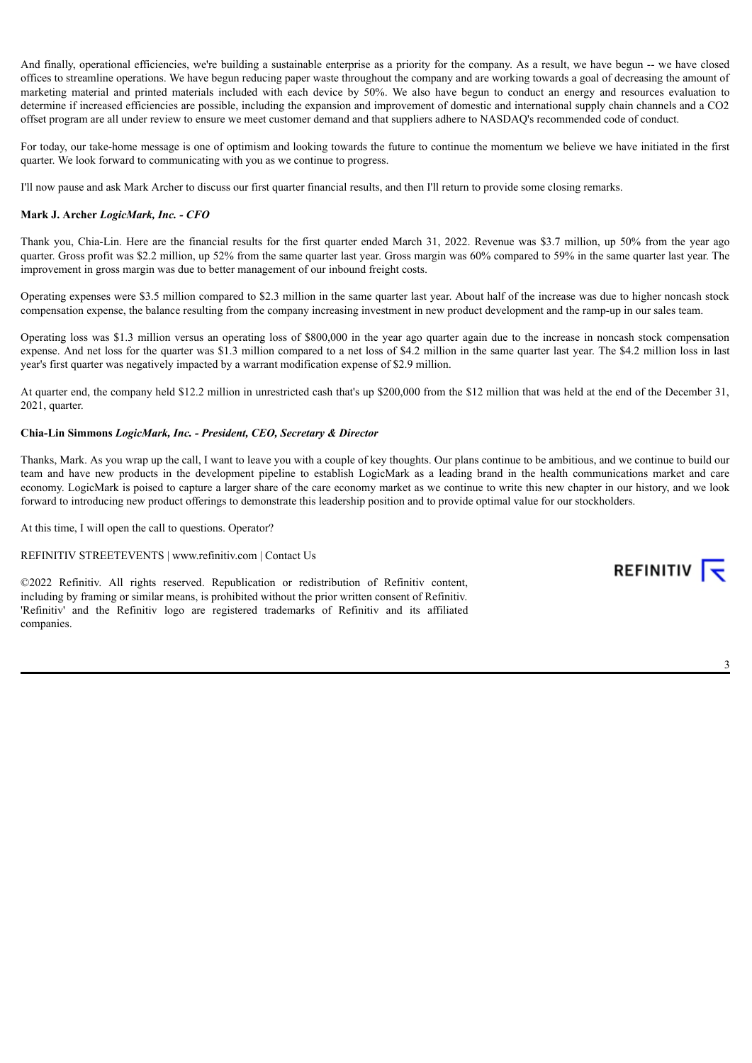And finally, operational efficiencies, we're building a sustainable enterprise as a priority for the company. As a result, we have begun -- we have closed offices to streamline operations. We have begun reducing paper waste throughout the company and are working towards a goal of decreasing the amount of marketing material and printed materials included with each device by 50%. We also have begun to conduct an energy and resources evaluation to determine if increased efficiencies are possible, including the expansion and improvement of domestic and international supply chain channels and a CO2 offset program are all under review to ensure we meet customer demand and that suppliers adhere to NASDAQ's recommended code of conduct.

For today, our take-home message is one of optimism and looking towards the future to continue the momentum we believe we have initiated in the first quarter. We look forward to communicating with you as we continue to progress.

I'll now pause and ask Mark Archer to discuss our first quarter financial results, and then I'll return to provide some closing remarks.

**Mark J. Archer** ***LogicMark, Inc. - CFO***

Thank you, Chia-Lin. Here are the financial results for the first quarter ended March 31, 2022. Revenue was $3.7 million, up 50% from the year ago quarter. Gross profit was $2.2 million, up 52% from the same quarter last year. Gross margin was 60% compared to 59% in the same quarter last year. The improvement in gross margin was due to better management of our inbound freight costs.

Operating expenses were $3.5 million compared to $2.3 million in the same quarter last year. About half of the increase was due to higher noncash stock compensation expense, the balance resulting from the company increasing investment in new product development and the ramp-up in our sales team.

Operating loss was $1.3 million versus an operating loss of $800,000 in the year ago quarter again due to the increase in noncash stock compensation expense. And net loss for the quarter was $1.3 million compared to a net loss of $4.2 million in the same quarter last year. The $4.2 million loss in last year's first quarter was negatively impacted by a warrant modification expense of $2.9 million.

At quarter end, the company held $12.2 million in unrestricted cash that's up $200,000 from the $12 million that was held at the end of the December 31, 2021, quarter.

**Chia-Lin Simmons** ***LogicMark, Inc. - President, CEO, Secretary & Director***

Thanks, Mark. As you wrap up the call, I want to leave you with a couple of key thoughts. Our plans continue to be ambitious, and we continue to build our team and have new products in the development pipeline to establish LogicMark as a leading brand in the health communications market and care economy. LogicMark is poised to capture a larger share of the care economy market as we continue to write this new chapter in our history, and we look forward to introducing new product offerings to demonstrate this leadership position and to provide optimal value for our stockholders.

At this time, I will open the call to questions. Operator?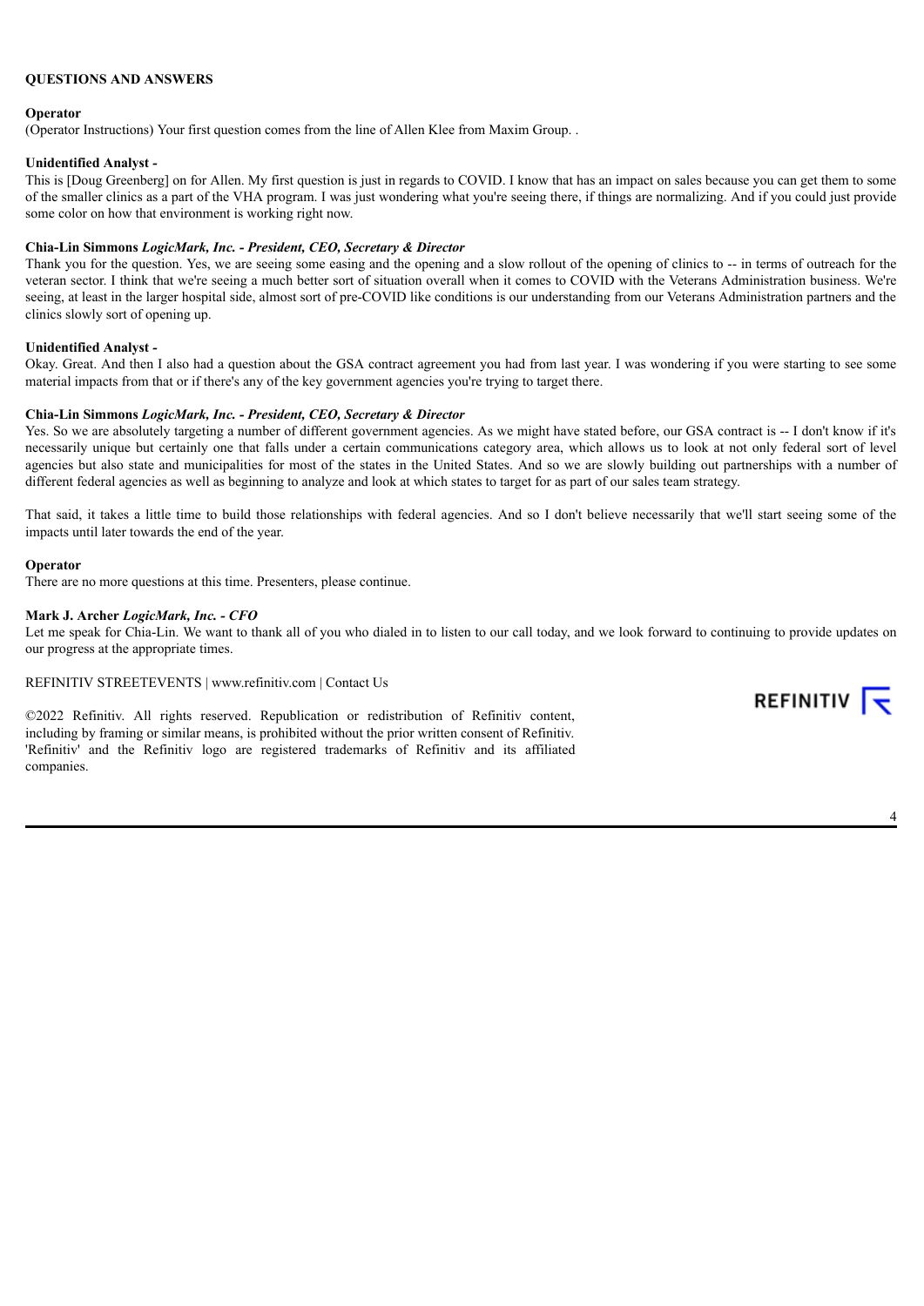**QUESTIONS AND ANSWERS**

**Operator**

(Operator Instructions) Your first question comes from the line of Allen Klee from Maxim Group. .

**Unidentified Analyst -**

This is [Doug Greenberg] on for Allen. My first question is just in regards to COVID. I know that has an impact on sales because you can get them to some of the smaller clinics as a part of the VHA program. I was just wondering what you're seeing there, if things are normalizing. And if you could just provide some color on how that environment is working right now.

**Chia-Lin Simmons** ***LogicMark, Inc. - President, CEO, Secretary & Director***

Thank you for the question. Yes, we are seeing some easing and the opening and a slow rollout of the opening of clinics to -- in terms of outreach for the veteran sector. I think that we're seeing a much better sort of situation overall when it comes to COVID with the Veterans Administration business. We're seeing, at least in the larger hospital side, almost sort of pre-COVID like conditions is our understanding from our Veterans Administration partners and the clinics slowly sort of opening up.

**Unidentified Analyst -**

Okay. Great. And then I also had a question about the GSA contract agreement you had from last year. I was wondering if you were starting to see some material impacts from that or if there's any of the key government agencies you're trying to target there.

**Chia-Lin Simmons** ***LogicMark, Inc. - President, CEO, Secretary & Director***

Yes. So we are absolutely targeting a number of different government agencies. As we might have stated before, our GSA contract is -- I don't know if it's necessarily unique but certainly one that falls under a certain communications category area, which allows us to look at not only federal sort of level agencies but also state and municipalities for most of the states in the United States. And so we are slowly building out partnerships with a number of different federal agencies as well as beginning to analyze and look at which states to target for as part of our sales team strategy.

That said, it takes a little time to build those relationships with federal agencies. And so I don't believe necessarily that we'll start seeing some of the impacts until later towards the end of the year.

**Operator**

There are no more questions at this time. Presenters, please continue.

**Mark J. Archer** ***LogicMark, Inc. - CFO***

Let me speak for Chia-Lin. We want to thank all of you who dialed in to listen to our call today, and we look forward to continuing to provide updates on our progress at the appropriate times.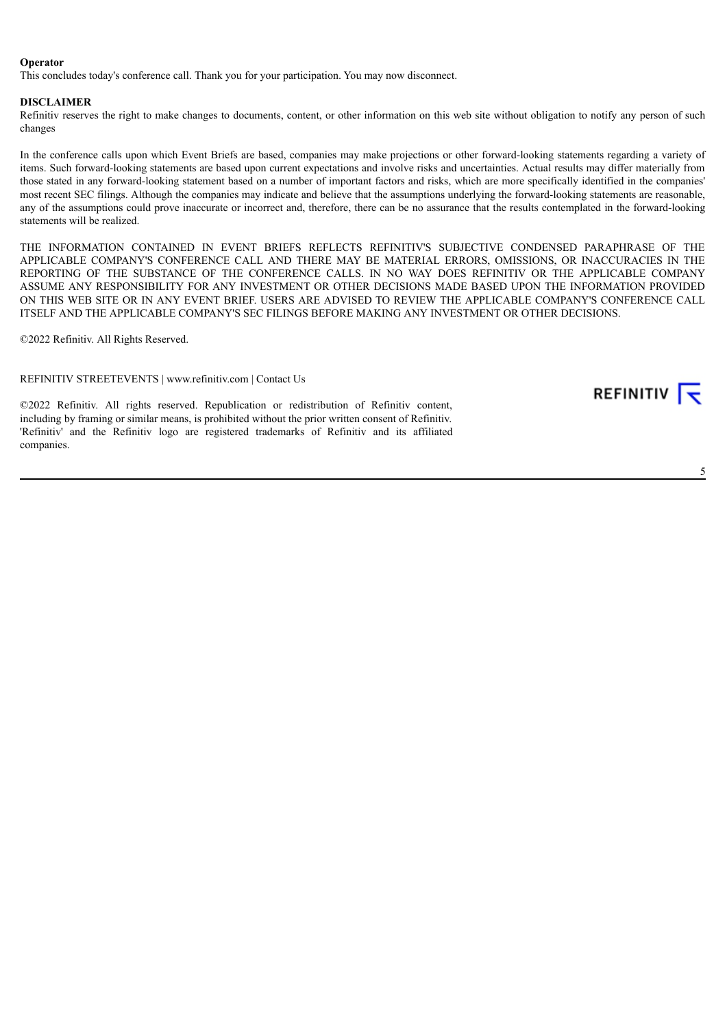**Operator**

This concludes today's conference call. Thank you for your participation. You may now disconnect.

**DISCLAIMER**

Refinitiv reserves the right to make changes to documents, content, or other information on this web site without obligation to notify any person of such changes

In the conference calls upon which Event Briefs are based, companies may make projections or other forward-looking statements regarding a variety of items. Such forward-looking statements are based upon current expectations and involve risks and uncertainties. Actual results may differ materially from those stated in any forward-looking statement based on a number of important factors and risks, which are more specifically identified in the companies' most recent SEC filings. Although the companies may indicate and believe that the assumptions underlying the forward-looking statements are reasonable, any of the assumptions could prove inaccurate or incorrect and, therefore, there can be no assurance that the results contemplated in the forward-looking statements will be realized.

THE INFORMATION CONTAINED IN EVENT BRIEFS REFLECTS REFINITIV'S SUBJECTIVE CONDENSED PARAPHRASE OF THE APPLICABLE COMPANY'S CONFERENCE CALL AND THERE MAY BE MATERIAL ERRORS, OMISSIONS, OR INACCURACIES IN THE REPORTING OF THE SUBSTANCE OF THE CONFERENCE CALLS. IN NO WAY DOES REFINITIV OR THE APPLICABLE COMPANY ASSUME ANY RESPONSIBILITY FOR ANY INVESTMENT OR OTHER DECISIONS MADE BASED UPON THE INFORMATION PROVIDED ON THIS WEB SITE OR IN ANY EVENT BRIEF. USERS ARE ADVISED TO REVIEW THE APPLICABLE COMPANY'S CONFERENCE CALL ITSELF AND THE APPLICABLE COMPANY'S SEC FILINGS BEFORE MAKING ANY INVESTMENT OR OTHER DECISIONS.

©2022 Refinitiv. All Rights Reserved.

REFINITIV STREETEVENTS | www.refinitiv.com | Contact Us

©2022 Refinitiv. All rights reserved. Republication or redistribution of Refinitiv content, including by framing or similar means, is prohibited without the prior written consent of Refinitiv. 'Refinitiv' and the Refinitiv logo are registered trademarks of Refinitiv and its affiliated companies.

REFINITIV